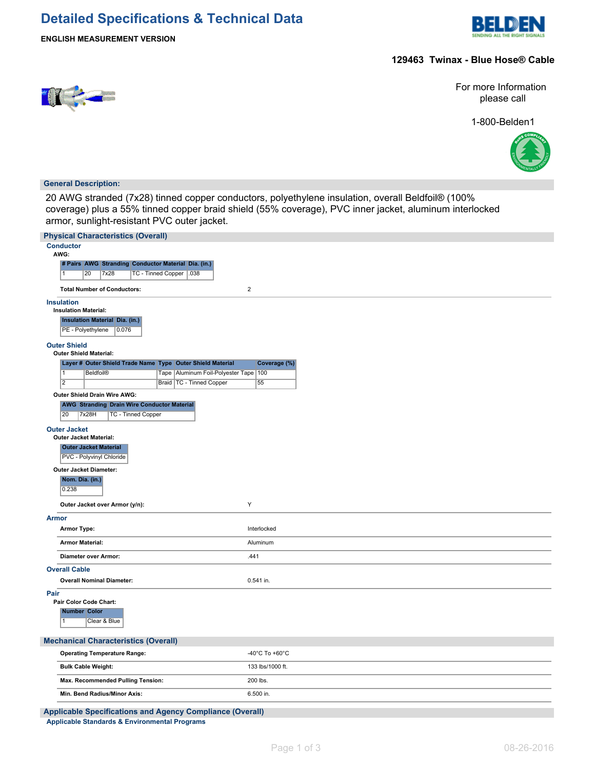# Detailed Specifications & Technical Data

**ENGLISH MEASUREMENT VERSION**

**129463 Twinax - Blue Hose® Cable**

For more Information please call

1-800-Belden1

## General Description:

20 AWG stranded (7x28) tinned copper conductors, polyethylene insulation, overall Beldfoil® (100% coverage) plus a 55% tinned copper braid shield (55% coverage), PVC inner jacket, aluminum interlocked armor, sunlight-resistant PVC outer jacket.

## Physical Characteristics (Overall)

### Conductor

**AWG:**

| # Pairs | AWG | Stranding | Conductor Material | Dia. (in.) |
|---|---|---|---|---|
| 1 | 20 | 7x28 | TC - Tinned Copper | .038 |

**Total Number of Conductors:** 2

### Insulation

**Insulation Material:**

| Insulation Material | Dia. (in.) |
|---|---|
| PE - Polyethylene | 0.076 |

### Outer Shield

**Outer Shield Material:**

| Layer # | Outer Shield Trade Name | Type | Outer Shield Material | Coverage (%) |
|---|---|---|---|---|
| 1 | Beldfoil® | Tape | Aluminum Foil-Polyester Tape | 100 |
| 2 | | Braid | TC - Tinned Copper | 55 |

**Outer Shield Drain Wire AWG:**

| AWG | Stranding | Drain Wire Conductor Material |
|---|---|---|
| 20 | 7x28H | TC - Tinned Copper |

### Outer Jacket

**Outer Jacket Material:**

| Outer Jacket Material |
|---|
| PVC - Polyvinyl Chloride |

**Outer Jacket Diameter:**

| Nom. Dia. (in.) |
|---|
| 0.238 |

**Outer Jacket over Armor (y/n):** Y

### Armor

**Armor Type:** Interlocked

**Armor Material:** Aluminum

**Diameter over Armor:** .441

### Overall Cable

**Overall Nominal Diameter:** 0.541 in.

### Pair

**Pair Color Code Chart:**

| Number | Color |
|---|---|
| 1 | Clear & Blue |

## Mechanical Characteristics (Overall)

**Operating Temperature Range:** -40°C To +60°C

**Bulk Cable Weight:** 133 lbs/1000 ft.

**Max. Recommended Pulling Tension:** 200 lbs.

**Min. Bend Radius/Minor Axis:** 6.500 in.

## Applicable Specifications and Agency Compliance (Overall)

### Applicable Standards & Environmental Programs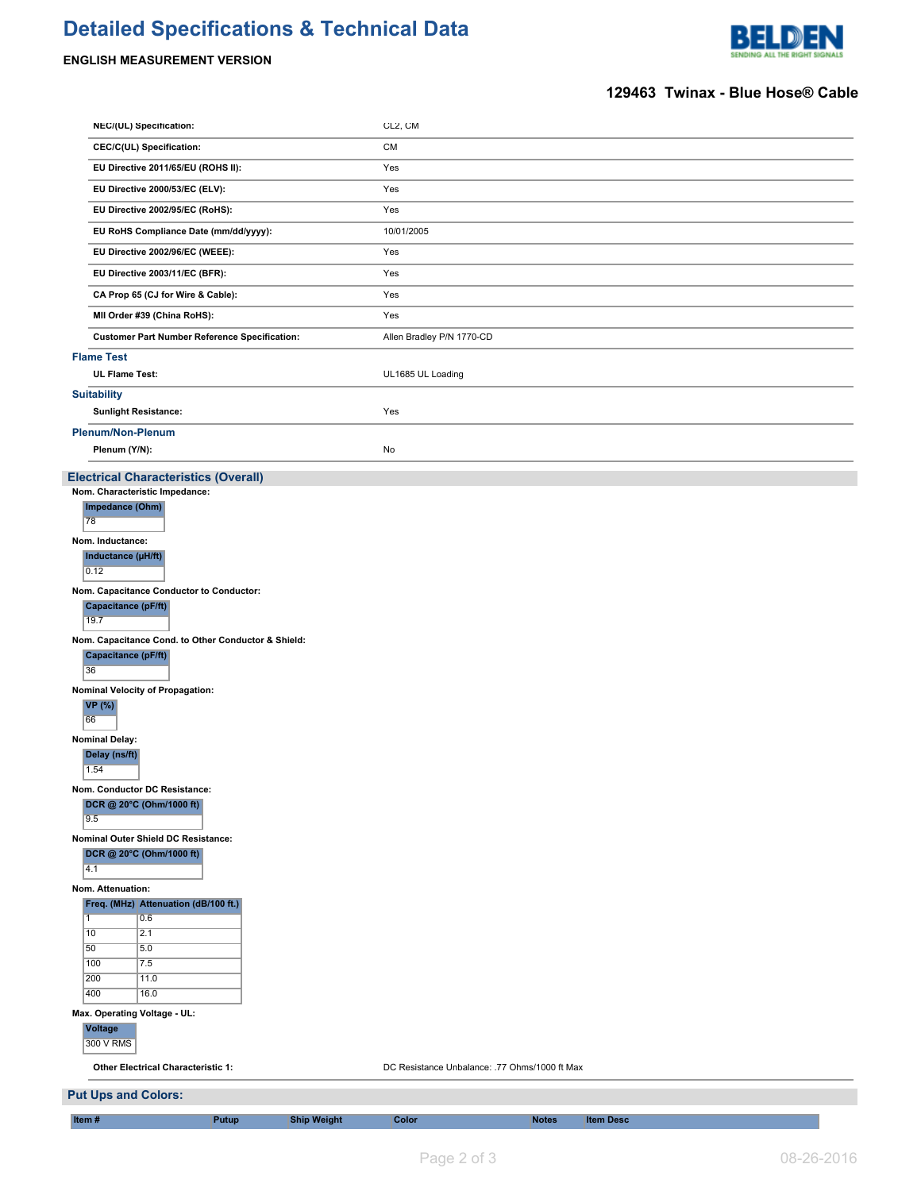| | |
|---|---|
| **NEC/(UL) Specification:** | CL2, CM |
| **CEC/C(UL) Specification:** | CM |
| **EU Directive 2011/65/EU (ROHS II):** | Yes |
| **EU Directive 2000/53/EC (ELV):** | Yes |
| **EU Directive 2002/95/EC (RoHS):** | Yes |
| **EU RoHS Compliance Date (mm/dd/yyyy):** | 10/01/2005 |
| **EU Directive 2002/96/EC (WEEE):** | Yes |
| **EU Directive 2003/11/EC (BFR):** | Yes |
| **CA Prop 65 (CJ for Wire & Cable):** | Yes |
| **MII Order #39 (China RoHS):** | Yes |
| **Customer Part Number Reference Specification:** | Allen Bradley P/N 1770-CD |

### Flame Test

| | |
|---|---|
| **UL Flame Test:** | UL1685 UL Loading |

### Suitability

| | |
|---|---|
| **Sunlight Resistance:** | Yes |

### Plenum/Non-Plenum

| | |
|---|---|
| **Plenum (Y/N):** | No |

## Electrical Characteristics (Overall)

**Nom. Characteristic Impedance:**

| Impedance (Ohm) |
|---|
| 78 |

**Nom. Inductance:**

| Inductance (µH/ft) |
|---|
| 0.12 |

**Nom. Capacitance Conductor to Conductor:**

| Capacitance (pF/ft) |
|---|
| 19.7 |

**Nom. Capacitance Cond. to Other Conductor & Shield:**

| Capacitance (pF/ft) |
|---|
| 36 |

**Nominal Velocity of Propagation:**

| VP (%) |
|---|
| 66 |

**Nominal Delay:**

| Delay (ns/ft) |
|---|
| 1.54 |

**Nom. Conductor DC Resistance:**

| DCR @ 20°C (Ohm/1000 ft) |
|---|
| 9.5 |

**Nominal Outer Shield DC Resistance:**

| DCR @ 20°C (Ohm/1000 ft) |
|---|
| 4.1 |

**Nom. Attenuation:**

| Freq. (MHz) | Attenuation (dB/100 ft.) |
|---|---|
| 1 | 0.6 |
| 10 | 2.1 |
| 50 | 5.0 |
| 100 | 7.5 |
| 200 | 11.0 |
| 400 | 16.0 |

**Max. Operating Voltage - UL:**

| Voltage |
|---|
| 300 V RMS |

| | |
|---|---|
| **Other Electrical Characteristic 1:** | DC Resistance Unbalance: .77 Ohms/1000 ft Max |

## Put Ups and Colors:

| Item # | Putup | Ship Weight | Color | Notes | Item Desc |
|---|---|---|---|---|---|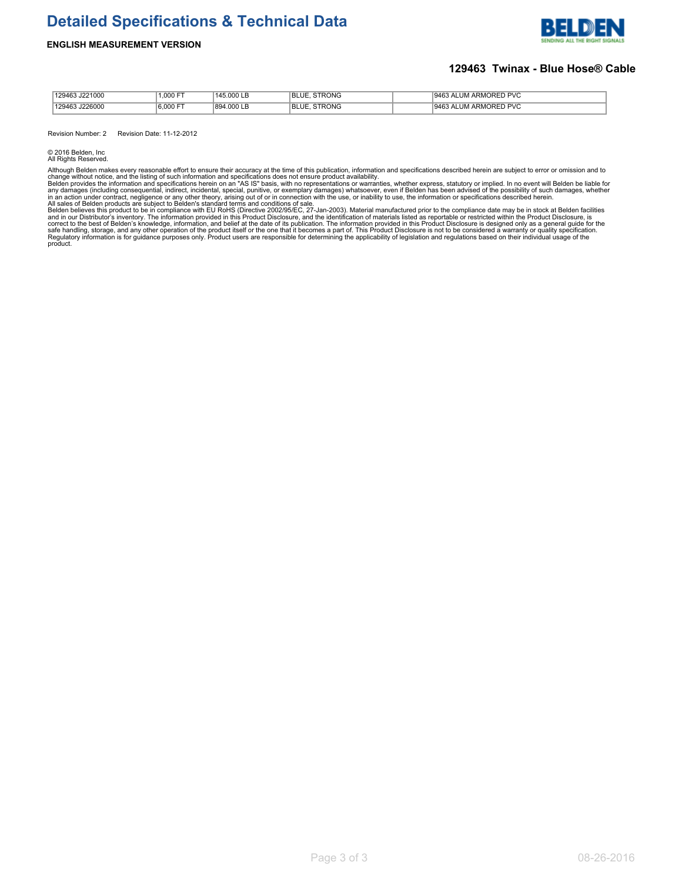# Detailed Specifications & Technical Data

**ENGLISH MEASUREMENT VERSION**

## 129463 Twinax - Blue Hose® Cable

| | | | | | |
|---|---|---|---|---|---|
| 129463 J221000 | 1,000 FT | 145.000 LB | BLUE, STRONG | | 9463 ALUM ARMORED PVC |
| 129463 J226000 | 6,000 FT | 894.000 LB | BLUE, STRONG | | 9463 ALUM ARMORED PVC |

Revision Number: 2 Revision Date: 11-12-2012

© 2016 Belden, Inc
All Rights Reserved.

Although Belden makes every reasonable effort to ensure their accuracy at the time of this publication, information and specifications described herein are subject to error or omission and to change without notice, and the listing of such information and specifications does not ensure product availability.
Belden provides the information and specifications herein on an "AS IS" basis, with no representations or warranties, whether express, statutory or implied. In no event will Belden be liable for any damages (including consequential, indirect, incidental, special, punitive, or exemplary damages) whatsoever, even if Belden has been advised of the possibility of such damages, whether in an action under contract, negligence or any other theory, arising out of or in connection with the use, or inability to use, the information or specifications described herein.
All sales of Belden products are subject to Belden's standard terms and conditions of sale.
Belden believes this product to be in compliance with EU RoHS (Directive 2002/95/EC, 27-Jan-2003). Material manufactured prior to the compliance date may be in stock at Belden facilities and in our Distributor's inventory. The information provided in this Product Disclosure, and the identification of materials listed as reportable or restricted within the Product Disclosure, is correct to the best of Belden's knowledge, information, and belief at the date of its publication. The information provided in this Product Disclosure is designed only as a general guide for the safe handling, storage, and any other operation of the product itself or the one that it becomes a part of. This Product Disclosure is not to be considered a warranty or quality specification. Regulatory information is for guidance purposes only. Product users are responsible for determining the applicability of legislation and regulations based on their individual usage of the product.